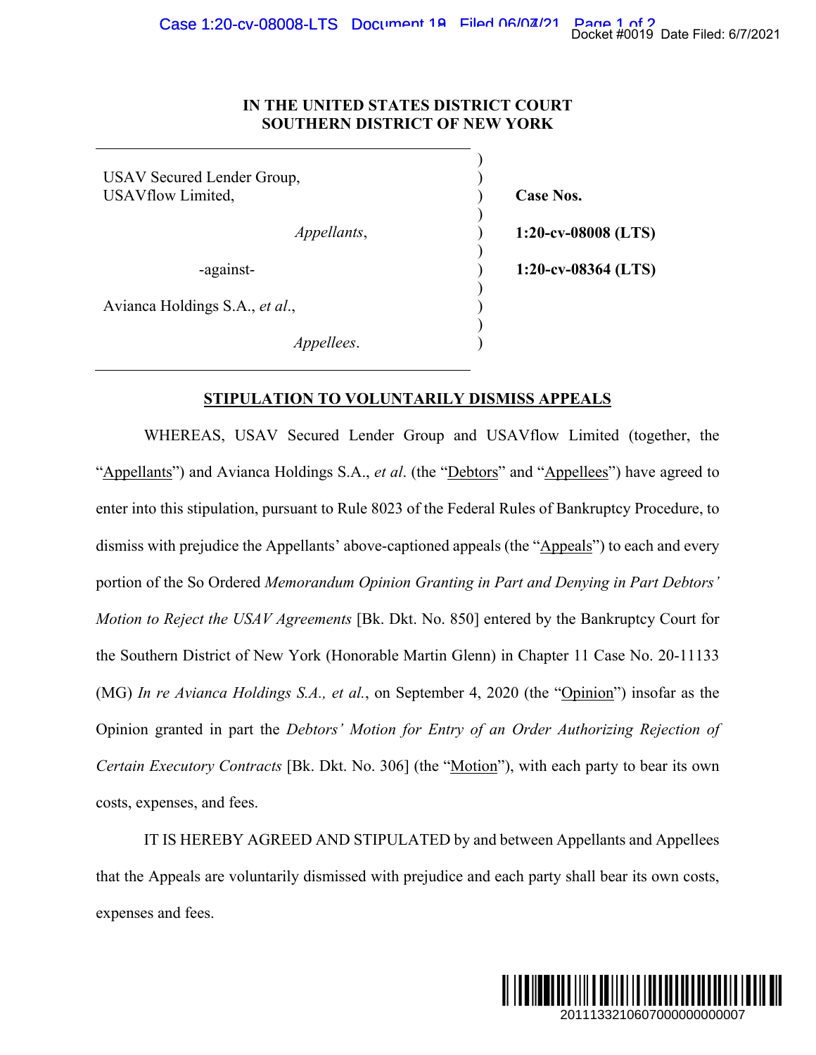# IN THE UNITED STATES DISTRICT COURT
# SOUTHERN DISTRICT OF NEW YORK

USAV Secured Lender Group,
USAVflow Limited,

*Appellants*,

-against-

Avianca Holdings S.A., *et al*.,

*Appellees*.

**Case Nos.**

**1:20-cv-08008 (LTS)**

**1:20-cv-08364 (LTS)**

## STIPULATION TO VOLUNTARILY DISMISS APPEALS

WHEREAS, USAV Secured Lender Group and USAVflow Limited (together, the "Appellants") and Avianca Holdings S.A., *et al*. (the "Debtors" and "Appellees") have agreed to enter into this stipulation, pursuant to Rule 8023 of the Federal Rules of Bankruptcy Procedure, to dismiss with prejudice the Appellants' above-captioned appeals (the "Appeals") to each and every portion of the So Ordered *Memorandum Opinion Granting in Part and Denying in Part Debtors' Motion to Reject the USAV Agreements* [Bk. Dkt. No. 850] entered by the Bankruptcy Court for the Southern District of New York (Honorable Martin Glenn) in Chapter 11 Case No. 20-11133 (MG) *In re Avianca Holdings S.A., et al.*, on September 4, 2020 (the "Opinion") insofar as the Opinion granted in part the *Debtors' Motion for Entry of an Order Authorizing Rejection of Certain Executory Contracts* [Bk. Dkt. No. 306] (the "Motion"), with each party to bear its own costs, expenses, and fees.

IT IS HEREBY AGREED AND STIPULATED by and between Appellants and Appellees that the Appeals are voluntarily dismissed with prejudice and each party shall bear its own costs, expenses and fees.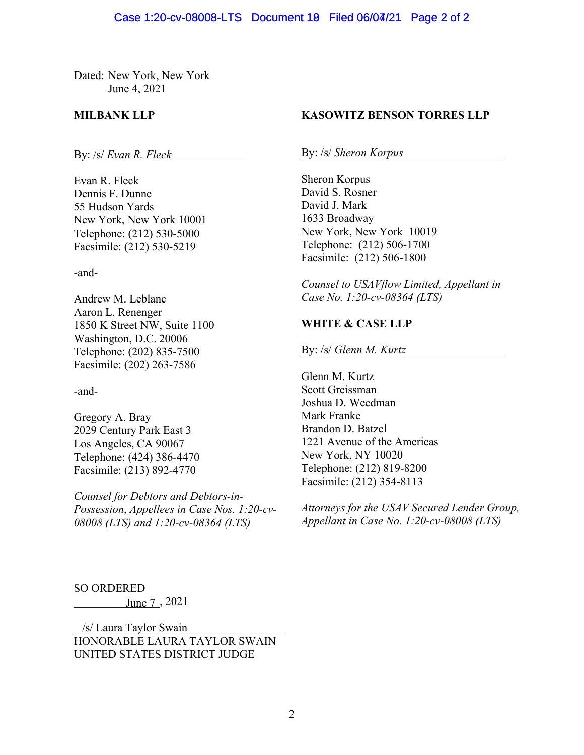Dated: New York, New York
June 4, 2021

**MILBANK LLP**

By: /s/ *Evan R. Fleck*

Evan R. Fleck
Dennis F. Dunne
55 Hudson Yards
New York, New York 10001
Telephone: (212) 530-5000
Facsimile: (212) 530-5219

-and-

Andrew M. Leblanc
Aaron L. Renenger
1850 K Street NW, Suite 1100
Washington, D.C. 20006
Telephone: (202) 835-7500
Facsimile: (202) 263-7586

-and-

Gregory A. Bray
2029 Century Park East 3
Los Angeles, CA 90067
Telephone: (424) 386-4470
Facsimile: (213) 892-4770

*Counsel for Debtors and Debtors-in-Possession, Appellees in Case Nos. 1:20-cv-08008 (LTS) and 1:20-cv-08364 (LTS)*

**KASOWITZ BENSON TORRES LLP**

By: /s/ *Sheron Korpus*

Sheron Korpus
David S. Rosner
David J. Mark
1633 Broadway
New York, New York 10019
Telephone: (212) 506-1700
Facsimile: (212) 506-1800

*Counsel to USAVflow Limited, Appellant in Case No. 1:20-cv-08364 (LTS)*

**WHITE & CASE LLP**

By: /s/ *Glenn M. Kurtz*

Glenn M. Kurtz
Scott Greissman
Joshua D. Weedman
Mark Franke
Brandon D. Batzel
1221 Avenue of the Americas
New York, NY 10020
Telephone: (212) 819-8200
Facsimile: (212) 354-8113

*Attorneys for the USAV Secured Lender Group, Appellant in Case No. 1:20-cv-08008 (LTS)*

SO ORDERED
June 7 , 2021

/s/ Laura Taylor Swain
HONORABLE LAURA TAYLOR SWAIN
UNITED STATES DISTRICT JUDGE